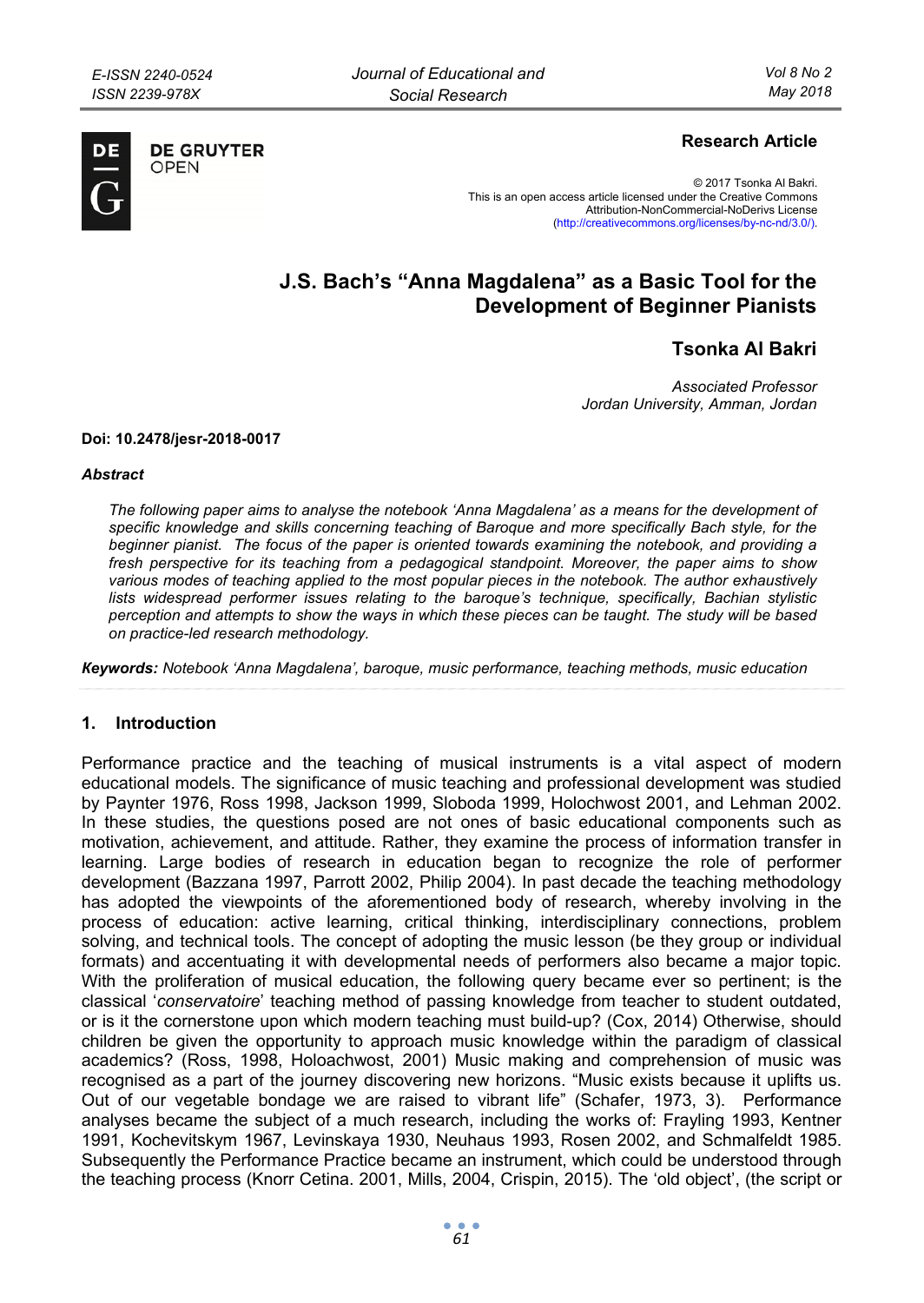**Research Article**

© 2017 Tsonka Al Bakri.
This is an open access article licensed under the Creative Commons Attribution-NonCommercial-NoDerivs License (http://creativecommons.org/licenses/by-nc-nd/3.0/).

# J.S. Bach's "Anna Magdalena" as a Basic Tool for the Development of Beginner Pianists

## Tsonka Al Bakri

*Associated Professor*
*Jordan University, Amman, Jordan*

**Doi: 10.2478/jesr-2018-0017**

***Abstract***

*The following paper aims to analyse the notebook 'Anna Magdalena' as a means for the development of specific knowledge and skills concerning teaching of Baroque and more specifically Bach style, for the beginner pianist. The focus of the paper is oriented towards examining the notebook, and providing a fresh perspective for its teaching from a pedagogical standpoint. Moreover, the paper aims to show various modes of teaching applied to the most popular pieces in the notebook. The author exhaustively lists widespread performer issues relating to the baroque's technique, specifically, Bachian stylistic perception and attempts to show the ways in which these pieces can be taught. The study will be based on practice-led research methodology.*

***Keywords:** Notebook 'Anna Magdalena', baroque, music performance, teaching methods, music education*

## 1. Introduction

Performance practice and the teaching of musical instruments is a vital aspect of modern educational models. The significance of music teaching and professional development was studied by Paynter 1976, Ross 1998, Jackson 1999, Sloboda 1999, Holochwost 2001, and Lehman 2002. In these studies, the questions posed are not ones of basic educational components such as motivation, achievement, and attitude. Rather, they examine the process of information transfer in learning. Large bodies of research in education began to recognize the role of performer development (Bazzana 1997, Parrott 2002, Philip 2004). In past decade the teaching methodology has adopted the viewpoints of the aforementioned body of research, whereby involving in the process of education: active learning, critical thinking, interdisciplinary connections, problem solving, and technical tools. The concept of adopting the music lesson (be they group or individual formats) and accentuating it with developmental needs of performers also became a major topic. With the proliferation of musical education, the following query became ever so pertinent; is the classical '*conservatoire*' teaching method of passing knowledge from teacher to student outdated, or is it the cornerstone upon which modern teaching must build-up? (Cox, 2014) Otherwise, should children be given the opportunity to approach music knowledge within the paradigm of classical academics? (Ross, 1998, Holoachwost, 2001) Music making and comprehension of music was recognised as a part of the journey discovering new horizons. "Music exists because it uplifts us. Out of our vegetable bondage we are raised to vibrant life" (Schafer, 1973, 3). Performance analyses became the subject of a much research, including the works of: Frayling 1993, Kentner 1991, Kochevitskym 1967, Levinskaya 1930, Neuhaus 1993, Rosen 2002, and Schmalfeldt 1985. Subsequently the Performance Practice became an instrument, which could be understood through the teaching process (Knorr Cetina. 2001, Mills, 2004, Crispin, 2015). The 'old object', (the script or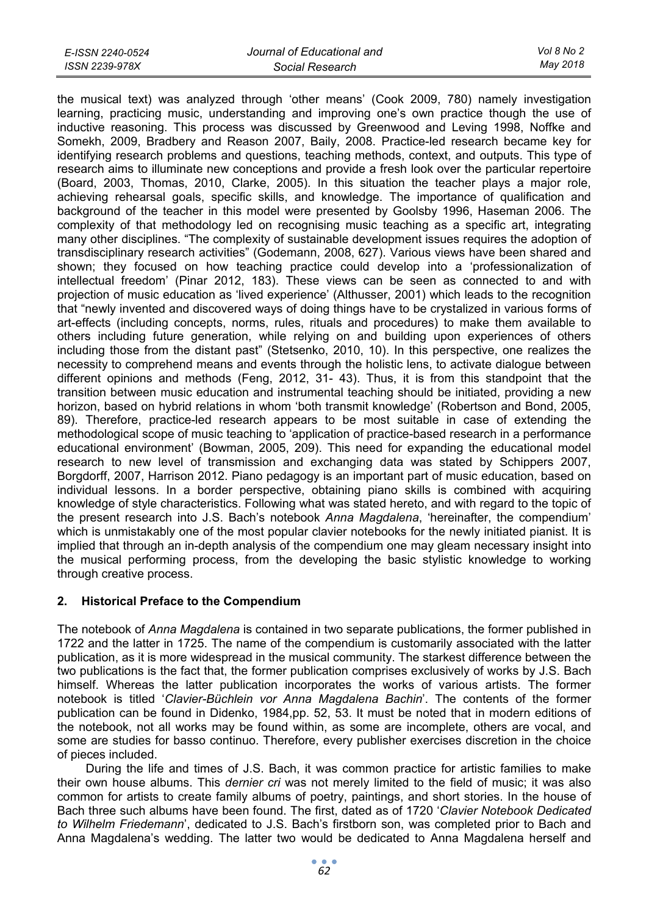the musical text) was analyzed through 'other means' (Cook 2009, 780) namely investigation learning, practicing music, understanding and improving one's own practice though the use of inductive reasoning. This process was discussed by Greenwood and Leving 1998, Noffke and Somekh, 2009, Bradbery and Reason 2007, Baily, 2008. Practice-led research became key for identifying research problems and questions, teaching methods, context, and outputs. This type of research aims to illuminate new conceptions and provide a fresh look over the particular repertoire (Board, 2003, Thomas, 2010, Clarke, 2005). In this situation the teacher plays a major role, achieving rehearsal goals, specific skills, and knowledge. The importance of qualification and background of the teacher in this model were presented by Goolsby 1996, Haseman 2006. The complexity of that methodology led on recognising music teaching as a specific art, integrating many other disciplines. "The complexity of sustainable development issues requires the adoption of transdisciplinary research activities" (Godemann, 2008, 627). Various views have been shared and shown; they focused on how teaching practice could develop into a 'professionalization of intellectual freedom' (Pinar 2012, 183). These views can be seen as connected to and with projection of music education as 'lived experience' (Althusser, 2001) which leads to the recognition that "newly invented and discovered ways of doing things have to be crystalized in various forms of art-effects (including concepts, norms, rules, rituals and procedures) to make them available to others including future generation, while relying on and building upon experiences of others including those from the distant past" (Stetsenko, 2010, 10). In this perspective, one realizes the necessity to comprehend means and events through the holistic lens, to activate dialogue between different opinions and methods (Feng, 2012, 31- 43). Thus, it is from this standpoint that the transition between music education and instrumental teaching should be initiated, providing a new horizon, based on hybrid relations in whom 'both transmit knowledge' (Robertson and Bond, 2005, 89). Therefore, practice-led research appears to be most suitable in case of extending the methodological scope of music teaching to 'application of practice-based research in a performance educational environment' (Bowman, 2005, 209). This need for expanding the educational model research to new level of transmission and exchanging data was stated by Schippers 2007, Borgdorff, 2007, Harrison 2012. Piano pedagogy is an important part of music education, based on individual lessons. In a border perspective, obtaining piano skills is combined with acquiring knowledge of style characteristics. Following what was stated hereto, and with regard to the topic of the present research into J.S. Bach's notebook *Anna Magdalena*, 'hereinafter, the compendium' which is unmistakably one of the most popular clavier notebooks for the newly initiated pianist. It is implied that through an in-depth analysis of the compendium one may gleam necessary insight into the musical performing process, from the developing the basic stylistic knowledge to working through creative process.

## 2. Historical Preface to the Compendium

The notebook of *Anna Magdalena* is contained in two separate publications, the former published in 1722 and the latter in 1725. The name of the compendium is customarily associated with the latter publication, as it is more widespread in the musical community. The starkest difference between the two publications is the fact that, the former publication comprises exclusively of works by J.S. Bach himself. Whereas the latter publication incorporates the works of various artists. The former notebook is titled '*Clavier-Büchlein vor Anna Magdalena Bachin*'. The contents of the former publication can be found in Didenko, 1984,pp. 52, 53. It must be noted that in modern editions of the notebook, not all works may be found within, as some are incomplete, others are vocal, and some are studies for basso continuo. Therefore, every publisher exercises discretion in the choice of pieces included.

During the life and times of J.S. Bach, it was common practice for artistic families to make their own house albums. This *dernier cri* was not merely limited to the field of music; it was also common for artists to create family albums of poetry, paintings, and short stories. In the house of Bach three such albums have been found. The first, dated as of 1720 '*Clavier Notebook Dedicated to Wilhelm Friedemann*', dedicated to J.S. Bach's firstborn son, was completed prior to Bach and Anna Magdalena's wedding. The latter two would be dedicated to Anna Magdalena herself and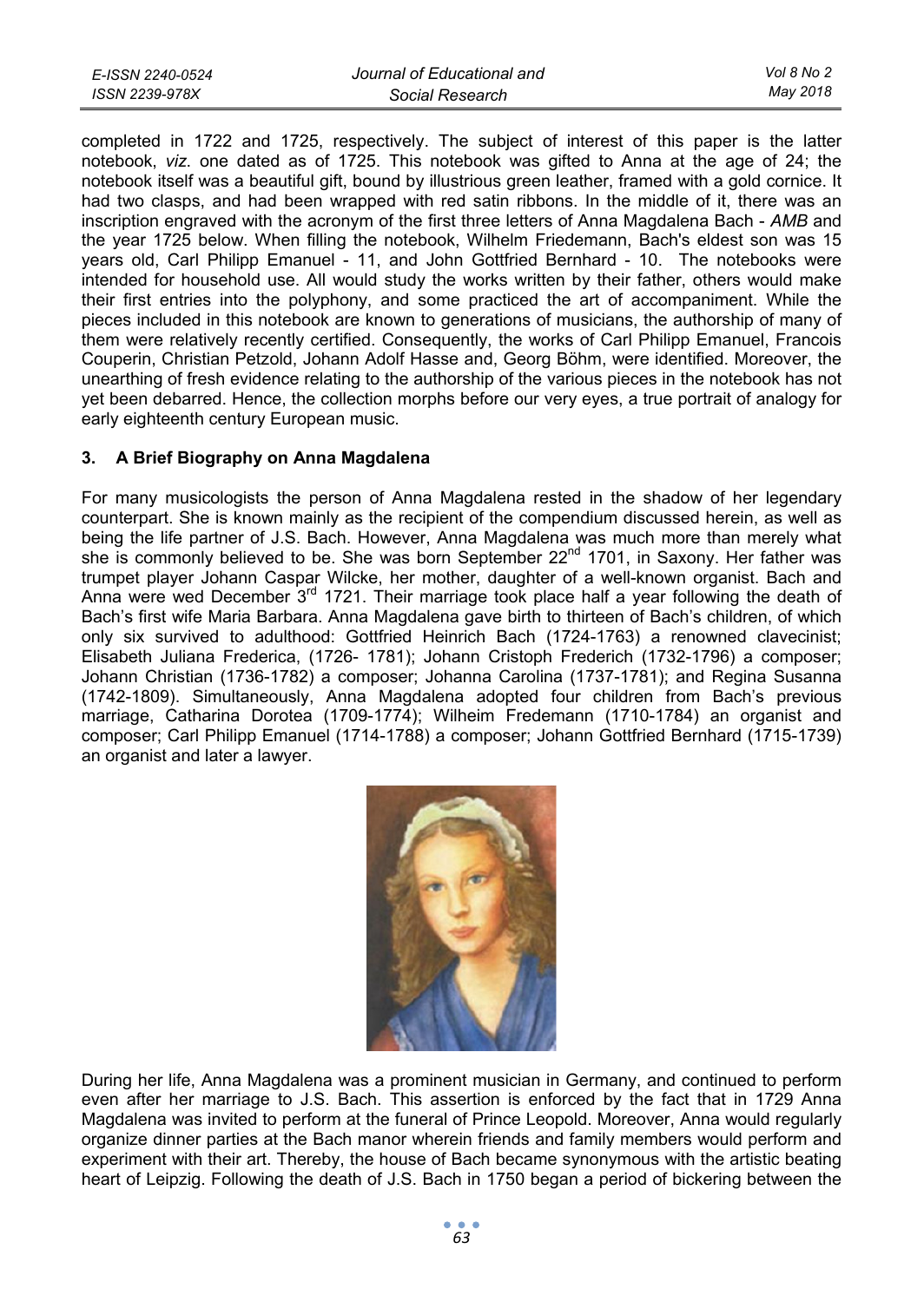completed in 1722 and 1725, respectively. The subject of interest of this paper is the latter notebook, *viz*. one dated as of 1725. This notebook was gifted to Anna at the age of 24; the notebook itself was a beautiful gift, bound by illustrious green leather, framed with a gold cornice. It had two clasps, and had been wrapped with red satin ribbons. In the middle of it, there was an inscription engraved with the acronym of the first three letters of Anna Magdalena Bach - *AMB* and the year 1725 below. When filling the notebook, Wilhelm Friedemann, Bach's eldest son was 15 years old, Carl Philipp Emanuel - 11, and John Gottfried Bernhard - 10. The notebooks were intended for household use. All would study the works written by their father, others would make their first entries into the polyphony, and some practiced the art of accompaniment. While the pieces included in this notebook are known to generations of musicians, the authorship of many of them were relatively recently certified. Consequently, the works of Carl Philipp Emanuel, Francois Couperin, Christian Petzold, Johann Adolf Hasse and, Georg Böhm, were identified. Moreover, the unearthing of fresh evidence relating to the authorship of the various pieces in the notebook has not yet been debarred. Hence, the collection morphs before our very eyes, a true portrait of analogy for early eighteenth century European music.

## 3. A Brief Biography on Anna Magdalena

For many musicologists the person of Anna Magdalena rested in the shadow of her legendary counterpart. She is known mainly as the recipient of the compendium discussed herein, as well as being the life partner of J.S. Bach. However, Anna Magdalena was much more than merely what she is commonly believed to be. She was born September 22nd 1701, in Saxony. Her father was trumpet player Johann Caspar Wilcke, her mother, daughter of a well-known organist. Bach and Anna were wed December 3rd 1721. Their marriage took place half a year following the death of Bach's first wife Maria Barbara. Anna Magdalena gave birth to thirteen of Bach's children, of which only six survived to adulthood: Gottfried Heinrich Bach (1724-1763) a renowned clavecinist; Elisabeth Juliana Frederica, (1726- 1781); Johann Cristoph Frederich (1732-1796) a composer; Johann Christian (1736-1782) a composer; Johanna Carolina (1737-1781); and Regina Susanna (1742-1809). Simultaneously, Anna Magdalena adopted four children from Bach's previous marriage, Catharina Dorotea (1709-1774); Wilheim Fredemann (1710-1784) an organist and composer; Carl Philipp Emanuel (1714-1788) a composer; Johann Gottfried Bernhard (1715-1739) an organist and later a lawyer.

During her life, Anna Magdalena was a prominent musician in Germany, and continued to perform even after her marriage to J.S. Bach. This assertion is enforced by the fact that in 1729 Anna Magdalena was invited to perform at the funeral of Prince Leopold. Moreover, Anna would regularly organize dinner parties at the Bach manor wherein friends and family members would perform and experiment with their art. Thereby, the house of Bach became synonymous with the artistic beating heart of Leipzig. Following the death of J.S. Bach in 1750 began a period of bickering between the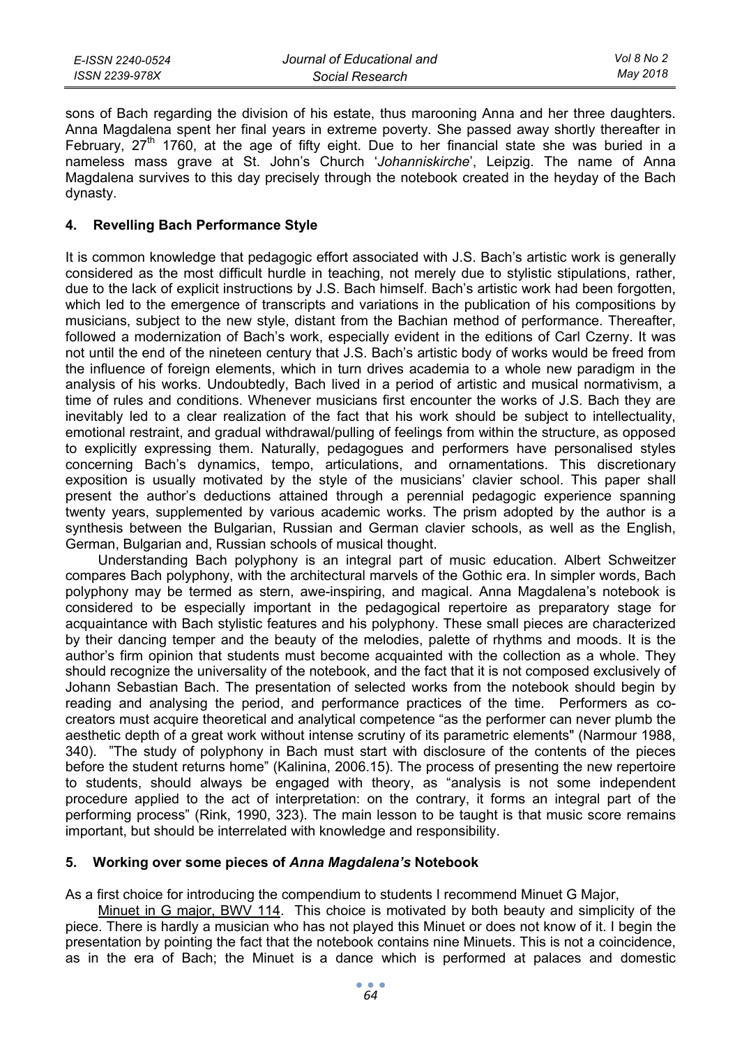sons of Bach regarding the division of his estate, thus marooning Anna and her three daughters. Anna Magdalena spent her final years in extreme poverty. She passed away shortly thereafter in February, 27th 1760, at the age of fifty eight. Due to her financial state she was buried in a nameless mass grave at St. John's Church '*Johanniskirche*', Leipzig. The name of Anna Magdalena survives to this day precisely through the notebook created in the heyday of the Bach dynasty.

## 4. Revelling Bach Performance Style

It is common knowledge that pedagogic effort associated with J.S. Bach's artistic work is generally considered as the most difficult hurdle in teaching, not merely due to stylistic stipulations, rather, due to the lack of explicit instructions by J.S. Bach himself. Bach's artistic work had been forgotten, which led to the emergence of transcripts and variations in the publication of his compositions by musicians, subject to the new style, distant from the Bachian method of performance. Thereafter, followed a modernization of Bach's work, especially evident in the editions of Carl Czerny. It was not until the end of the nineteen century that J.S. Bach's artistic body of works would be freed from the influence of foreign elements, which in turn drives academia to a whole new paradigm in the analysis of his works. Undoubtedly, Bach lived in a period of artistic and musical normativism, a time of rules and conditions. Whenever musicians first encounter the works of J.S. Bach they are inevitably led to a clear realization of the fact that his work should be subject to intellectuality, emotional restraint, and gradual withdrawal/pulling of feelings from within the structure, as opposed to explicitly expressing them. Naturally, pedagogues and performers have personalised styles concerning Bach's dynamics, tempo, articulations, and ornamentations. This discretionary exposition is usually motivated by the style of the musicians' clavier school. This paper shall present the author's deductions attained through a perennial pedagogic experience spanning twenty years, supplemented by various academic works. The prism adopted by the author is a synthesis between the Bulgarian, Russian and German clavier schools, as well as the English, German, Bulgarian and, Russian schools of musical thought.

Understanding Bach polyphony is an integral part of music education. Albert Schweitzer compares Bach polyphony, with the architectural marvels of the Gothic era. In simpler words, Bach polyphony may be termed as stern, awe-inspiring, and magical. Anna Magdalena's notebook is considered to be especially important in the pedagogical repertoire as preparatory stage for acquaintance with Bach stylistic features and his polyphony. These small pieces are characterized by their dancing temper and the beauty of the melodies, palette of rhythms and moods. It is the author's firm opinion that students must become acquainted with the collection as a whole. They should recognize the universality of the notebook, and the fact that it is not composed exclusively of Johann Sebastian Bach. The presentation of selected works from the notebook should begin by reading and analysing the period, and performance practices of the time. Performers as co-creators must acquire theoretical and analytical competence "as the performer can never plumb the aesthetic depth of a great work without intense scrutiny of its parametric elements" (Narmour 1988, 340). "The study of polyphony in Bach must start with disclosure of the contents of the pieces before the student returns home" (Kalinina, 2006.15). The process of presenting the new repertoire to students, should always be engaged with theory, as "analysis is not some independent procedure applied to the act of interpretation: on the contrary, it forms an integral part of the performing process" (Rink, 1990, 323). The main lesson to be taught is that music score remains important, but should be interrelated with knowledge and responsibility.

## 5. Working over some pieces of *Anna Magdalena's* Notebook

As a first choice for introducing the compendium to students I recommend Minuet G Major,

Minuet in G major, BWV 114. This choice is motivated by both beauty and simplicity of the piece. There is hardly a musician who has not played this Minuet or does not know of it. I begin the presentation by pointing the fact that the notebook contains nine Minuets. This is not a coincidence, as in the era of Bach; the Minuet is a dance which is performed at palaces and domestic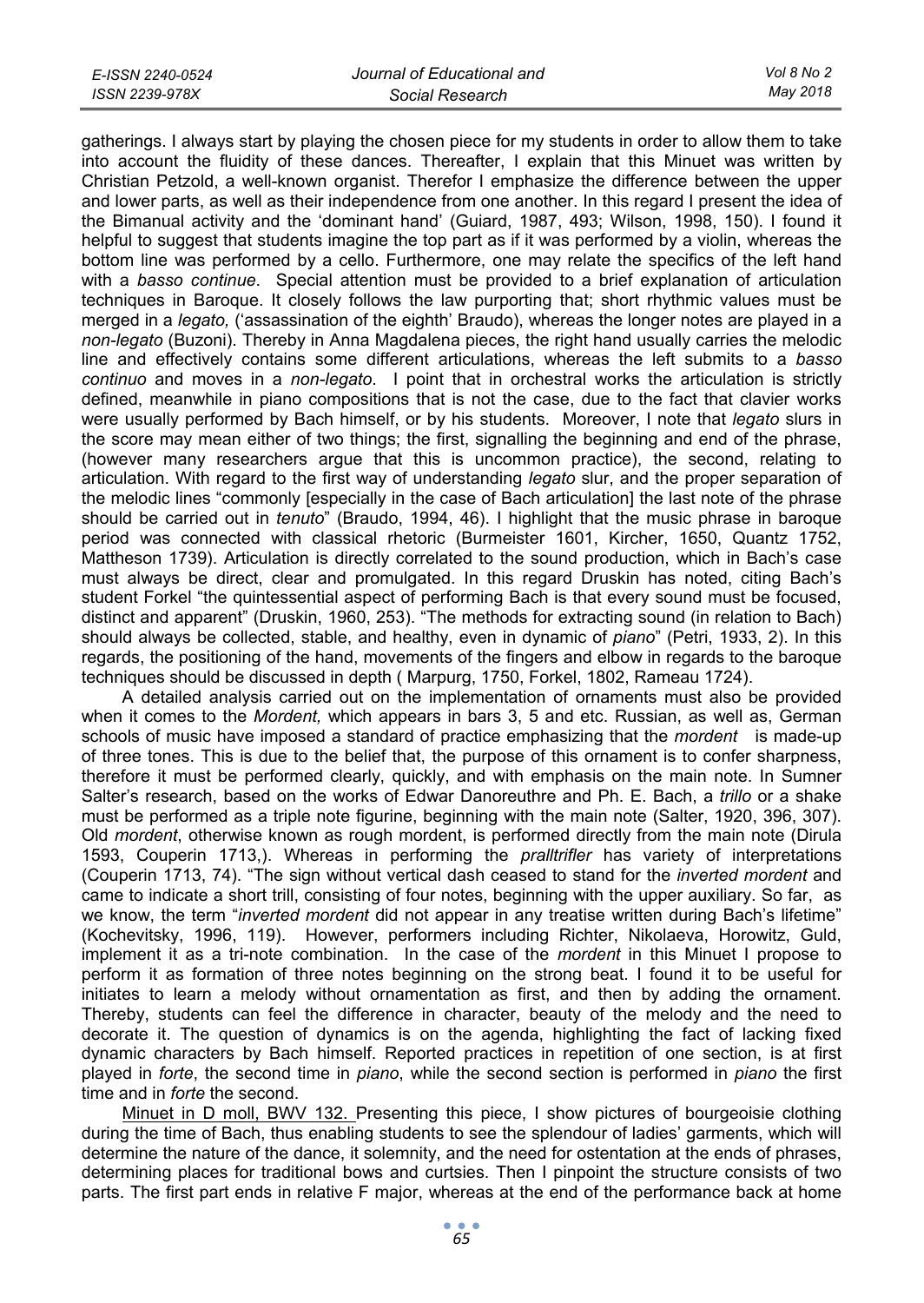gatherings. I always start by playing the chosen piece for my students in order to allow them to take into account the fluidity of these dances. Thereafter, I explain that this Minuet was written by Christian Petzold, a well-known organist. Therefor I emphasize the difference between the upper and lower parts, as well as their independence from one another. In this regard I present the idea of the Bimanual activity and the 'dominant hand' (Guiard, 1987, 493; Wilson, 1998, 150). I found it helpful to suggest that students imagine the top part as if it was performed by a violin, whereas the bottom line was performed by a cello. Furthermore, one may relate the specifics of the left hand with a *basso continue*. Special attention must be provided to a brief explanation of articulation techniques in Baroque. It closely follows the law purporting that; short rhythmic values must be merged in a *legato,* ('assassination of the eighth' Braudo), whereas the longer notes are played in a *non-legato* (Buzoni). Thereby in Anna Magdalena pieces, the right hand usually carries the melodic line and effectively contains some different articulations, whereas the left submits to a *basso continuo* and moves in a *non-legato*. I point that in orchestral works the articulation is strictly defined, meanwhile in piano compositions that is not the case, due to the fact that clavier works were usually performed by Bach himself, or by his students. Moreover, I note that *legato* slurs in the score may mean either of two things; the first, signalling the beginning and end of the phrase, (however many researchers argue that this is uncommon practice), the second, relating to articulation. With regard to the first way of understanding *legato* slur, and the proper separation of the melodic lines "commonly [especially in the case of Bach articulation] the last note of the phrase should be carried out in *tenuto*" (Braudo, 1994, 46). I highlight that the music phrase in baroque period was connected with classical rhetoric (Burmeister 1601, Kircher, 1650, Quantz 1752, Mattheson 1739). Articulation is directly correlated to the sound production, which in Bach's case must always be direct, clear and promulgated. In this regard Druskin has noted, citing Bach's student Forkel "the quintessential aspect of performing Bach is that every sound must be focused, distinct and apparent" (Druskin, 1960, 253). "The methods for extracting sound (in relation to Bach) should always be collected, stable, and healthy, even in dynamic of *piano*" (Petri, 1933, 2). In this regards, the positioning of the hand, movements of the fingers and elbow in regards to the baroque techniques should be discussed in depth ( Marpurg, 1750, Forkel, 1802, Rameau 1724).

A detailed analysis carried out on the implementation of ornaments must also be provided when it comes to the *Mordent,* which appears in bars 3, 5 and etc. Russian, as well as, German schools of music have imposed a standard of practice emphasizing that the *mordent* is made-up of three tones. This is due to the belief that, the purpose of this ornament is to confer sharpness, therefore it must be performed clearly, quickly, and with emphasis on the main note. In Sumner Salter's research, based on the works of Edwar Danoreuthre and Ph. E. Bach, a *trillo* or a shake must be performed as a triple note figurine, beginning with the main note (Salter, 1920, 396, 307). Old *mordent*, otherwise known as rough mordent, is performed directly from the main note (Dirula 1593, Couperin 1713,). Whereas in performing the *pralltrifler* has variety of interpretations (Couperin 1713, 74). "The sign without vertical dash ceased to stand for the *inverted mordent* and came to indicate a short trill, consisting of four notes, beginning with the upper auxiliary. So far, as we know, the term "*inverted mordent* did not appear in any treatise written during Bach's lifetime" (Kochevitsky, 1996, 119). However, performers including Richter, Nikolaeva, Horowitz, Guld, implement it as a tri-note combination. In the case of the *mordent* in this Minuet I propose to perform it as formation of three notes beginning on the strong beat. I found it to be useful for initiates to learn a melody without ornamentation as first, and then by adding the ornament. Thereby, students can feel the difference in character, beauty of the melody and the need to decorate it. The question of dynamics is on the agenda, highlighting the fact of lacking fixed dynamic characters by Bach himself. Reported practices in repetition of one section, is at first played in *forte*, the second time in *piano*, while the second section is performed in *piano* the first time and in *forte* the second.

Minuet in D moll, BWV 132. Presenting this piece, I show pictures of bourgeoisie clothing during the time of Bach, thus enabling students to see the splendour of ladies' garments, which will determine the nature of the dance, it solemnity, and the need for ostentation at the ends of phrases, determining places for traditional bows and curtsies. Then I pinpoint the structure consists of two parts. The first part ends in relative F major, whereas at the end of the performance back at home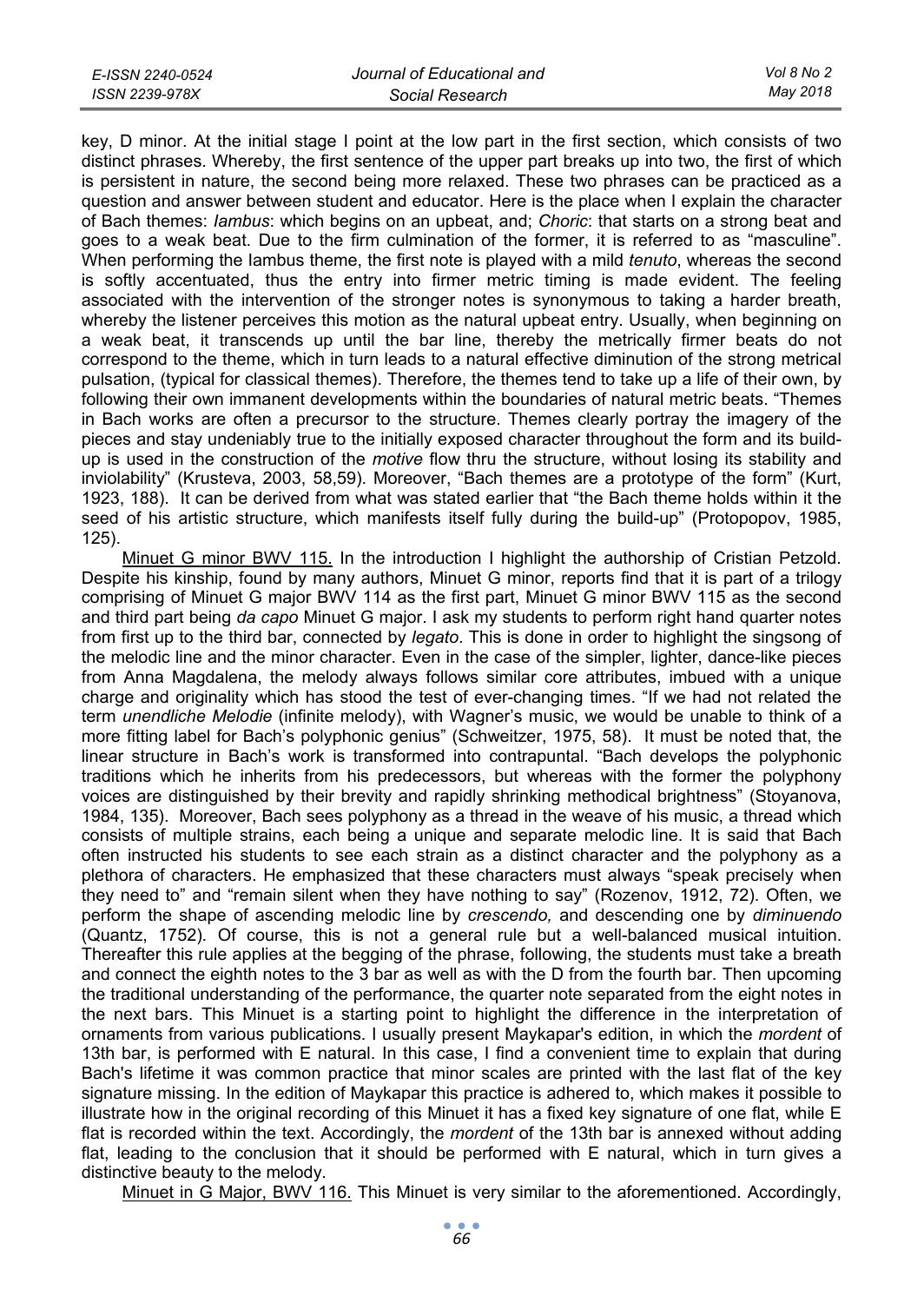key, D minor. At the initial stage I point at the low part in the first section, which consists of two distinct phrases. Whereby, the first sentence of the upper part breaks up into two, the first of which is persistent in nature, the second being more relaxed. These two phrases can be practiced as a question and answer between student and educator. Here is the place when I explain the character of Bach themes: *Iambus*: which begins on an upbeat, and; *Choric*: that starts on a strong beat and goes to a weak beat. Due to the firm culmination of the former, it is referred to as "masculine". When performing the Iambus theme, the first note is played with a mild *tenuto*, whereas the second is softly accentuated, thus the entry into firmer metric timing is made evident. The feeling associated with the intervention of the stronger notes is synonymous to taking a harder breath, whereby the listener perceives this motion as the natural upbeat entry. Usually, when beginning on a weak beat, it transcends up until the bar line, thereby the metrically firmer beats do not correspond to the theme, which in turn leads to a natural effective diminution of the strong metrical pulsation, (typical for classical themes). Therefore, the themes tend to take up a life of their own, by following their own immanent developments within the boundaries of natural metric beats. "Themes in Bach works are often a precursor to the structure. Themes clearly portray the imagery of the pieces and stay undeniably true to the initially exposed character throughout the form and its build-up is used in the construction of the *motive* flow thru the structure, without losing its stability and inviolability" (Krusteva, 2003, 58,59). Moreover, "Bach themes are a prototype of the form" (Kurt, 1923, 188). It can be derived from what was stated earlier that "the Bach theme holds within it the seed of his artistic structure, which manifests itself fully during the build-up" (Protopopov, 1985, 125).

<u>Minuet G minor BWV 115.</u> In the introduction I highlight the authorship of Cristian Petzold. Despite his kinship, found by many authors, Minuet G minor, reports find that it is part of a trilogy comprising of Minuet G major BWV 114 as the first part, Minuet G minor BWV 115 as the second and third part being *da capo* Minuet G major. I ask my students to perform right hand quarter notes from first up to the third bar, connected by *legato*. This is done in order to highlight the singsong of the melodic line and the minor character. Even in the case of the simpler, lighter, dance-like pieces from Anna Magdalena, the melody always follows similar core attributes, imbued with a unique charge and originality which has stood the test of ever-changing times. "If we had not related the term *unendliche Melodie* (infinite melody), with Wagner's music, we would be unable to think of a more fitting label for Bach's polyphonic genius" (Schweitzer, 1975, 58). It must be noted that, the linear structure in Bach's work is transformed into contrapuntal. "Bach develops the polyphonic traditions which he inherits from his predecessors, but whereas with the former the polyphony voices are distinguished by their brevity and rapidly shrinking methodical brightness" (Stoyanova, 1984, 135). Moreover, Bach sees polyphony as a thread in the weave of his music, a thread which consists of multiple strains, each being a unique and separate melodic line. It is said that Bach often instructed his students to see each strain as a distinct character and the polyphony as a plethora of characters. He emphasized that these characters must always "speak precisely when they need to" and "remain silent when they have nothing to say" (Rozenov, 1912, 72). Often, we perform the shape of ascending melodic line by *crescendo,* and descending one by *diminuendo* (Quantz, 1752). Of course, this is not a general rule but a well-balanced musical intuition. Thereafter this rule applies at the beging of the phrase, following, the students must take a breath and connect the eighth notes to the 3 bar as well as with the D from the fourth bar. Then upcoming the traditional understanding of the performance, the quarter note separated from the eight notes in the next bars. This Minuet is a starting point to highlight the difference in the interpretation of ornaments from various publications. I usually present Maykapar's edition, in which the *mordent* of 13th bar, is performed with E natural. In this case, I find a convenient time to explain that during Bach's lifetime it was common practice that minor scales are printed with the last flat of the key signature missing. In the edition of Maykapar this practice is adhered to, which makes it possible to illustrate how in the original recording of this Minuet it has a fixed key signature of one flat, while E flat is recorded within the text. Accordingly, the *mordent* of the 13th bar is annexed without adding flat, leading to the conclusion that it should be performed with E natural, which in turn gives a distinctive beauty to the melody.

<u>Minuet in G Major, BWV 116.</u> This Minuet is very similar to the aforementioned. Accordingly,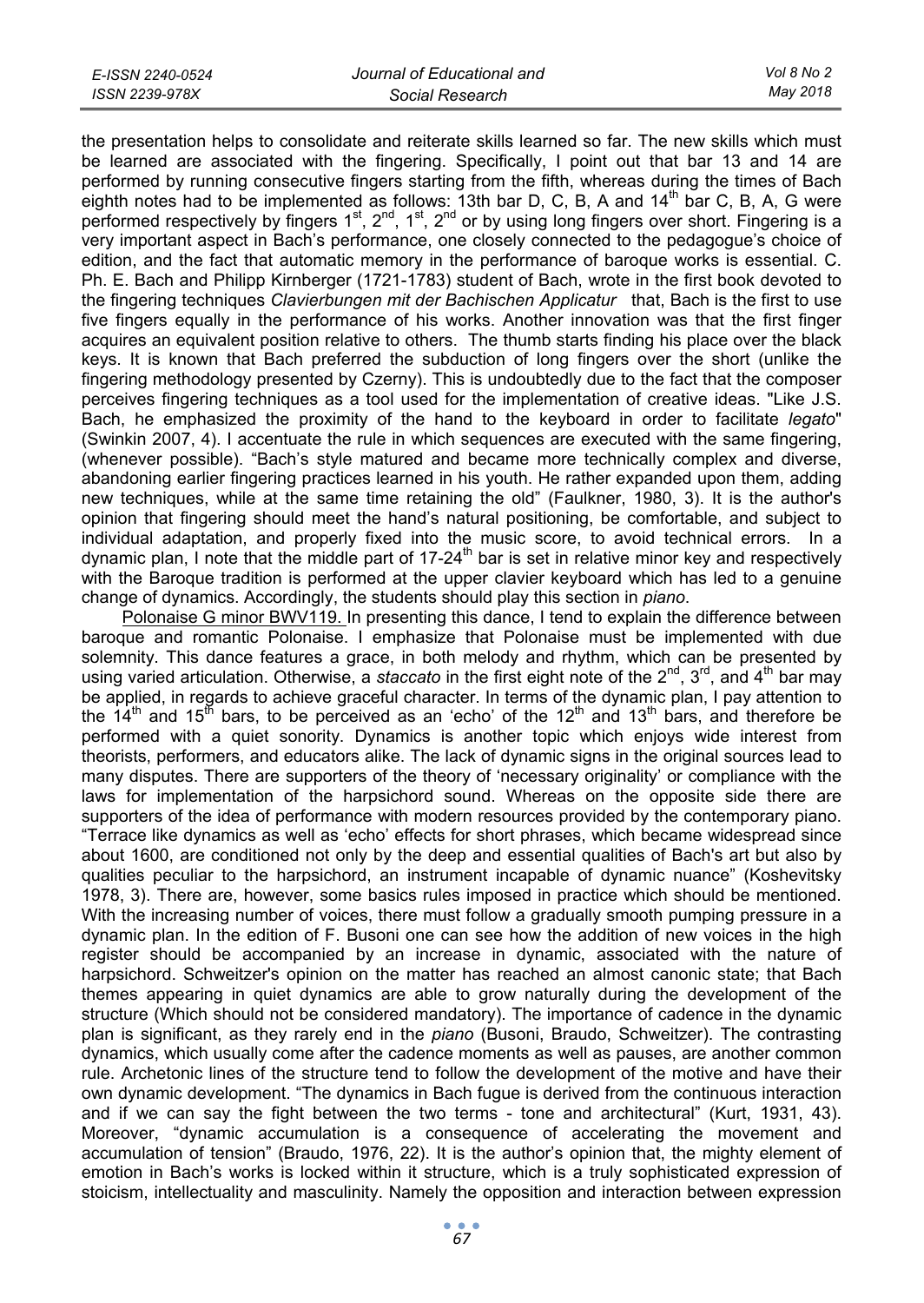the presentation helps to consolidate and reiterate skills learned so far. The new skills which must be learned are associated with the fingering. Specifically, I point out that bar 13 and 14 are performed by running consecutive fingers starting from the fifth, whereas during the times of Bach eighth notes had to be implemented as follows: 13th bar D, C, B, A and 14th bar C, B, A, G were performed respectively by fingers 1st, 2nd, 1st, 2nd or by using long fingers over short. Fingering is a very important aspect in Bach's performance, one closely connected to the pedagogue's choice of edition, and the fact that automatic memory in the performance of baroque works is essential. C. Ph. E. Bach and Philipp Kirnberger (1721-1783) student of Bach, wrote in the first book devoted to the fingering techniques *Clavierbungen mit der Bachischen Applicatur* that, Bach is the first to use five fingers equally in the performance of his works. Another innovation was that the first finger acquires an equivalent position relative to others. The thumb starts finding his place over the black keys. It is known that Bach preferred the subduction of long fingers over the short (unlike the fingering methodology presented by Czerny). This is undoubtedly due to the fact that the composer perceives fingering techniques as a tool used for the implementation of creative ideas. "Like J.S. Bach, he emphasized the proximity of the hand to the keyboard in order to facilitate *legato*" (Swinkin 2007, 4). I accentuate the rule in which sequences are executed with the same fingering, (whenever possible). "Bach's style matured and became more technically complex and diverse, abandoning earlier fingering practices learned in his youth. He rather expanded upon them, adding new techniques, while at the same time retaining the old" (Faulkner, 1980, 3). It is the author's opinion that fingering should meet the hand's natural positioning, be comfortable, and subject to individual adaptation, and properly fixed into the music score, to avoid technical errors. In a dynamic plan, I note that the middle part of 17-24th bar is set in relative minor key and respectively with the Baroque tradition is performed at the upper clavier keyboard which has led to a genuine change of dynamics. Accordingly, the students should play this section in *piano*.

Polonaise G minor BWV119. In presenting this dance, I tend to explain the difference between baroque and romantic Polonaise. I emphasize that Polonaise must be implemented with due solemnity. This dance features a grace, in both melody and rhythm, which can be presented by using varied articulation. Otherwise, a *staccato* in the first eight note of the 2nd, 3rd, and 4th bar may be applied, in regards to achieve graceful character. In terms of the dynamic plan, I pay attention to the 14th and 15th bars, to be perceived as an 'echo' of the 12th and 13th bars, and therefore be performed with a quiet sonority. Dynamics is another topic which enjoys wide interest from theorists, performers, and educators alike. The lack of dynamic signs in the original sources lead to many disputes. There are supporters of the theory of 'necessary originality' or compliance with the laws for implementation of the harpsichord sound. Whereas on the opposite side there are supporters of the idea of performance with modern resources provided by the contemporary piano. "Terrace like dynamics as well as 'echo' effects for short phrases, which became widespread since about 1600, are conditioned not only by the deep and essential qualities of Bach's art but also by qualities peculiar to the harpsichord, an instrument incapable of dynamic nuance" (Koshevitsky 1978, 3). There are, however, some basics rules imposed in practice which should be mentioned. With the increasing number of voices, there must follow a gradually smooth pumping pressure in a dynamic plan. In the edition of F. Busoni one can see how the addition of new voices in the high register should be accompanied by an increase in dynamic, associated with the nature of harpsichord. Schweitzer's opinion on the matter has reached an almost canonic state; that Bach themes appearing in quiet dynamics are able to grow naturally during the development of the structure (Which should not be considered mandatory). The importance of cadence in the dynamic plan is significant, as they rarely end in the *piano* (Busoni, Braudo, Schweitzer). The contrasting dynamics, which usually come after the cadence moments as well as pauses, are another common rule. Archetonic lines of the structure tend to follow the development of the motive and have their own dynamic development. "The dynamics in Bach fugue is derived from the continuous interaction and if we can say the fight between the two terms - tone and architectural" (Kurt, 1931, 43). Moreover, "dynamic accumulation is a consequence of accelerating the movement and accumulation of tension" (Braudo, 1976, 22). It is the author's opinion that, the mighty element of emotion in Bach's works is locked within it structure, which is a truly sophisticated expression of stoicism, intellectuality and masculinity. Namely the opposition and interaction between expression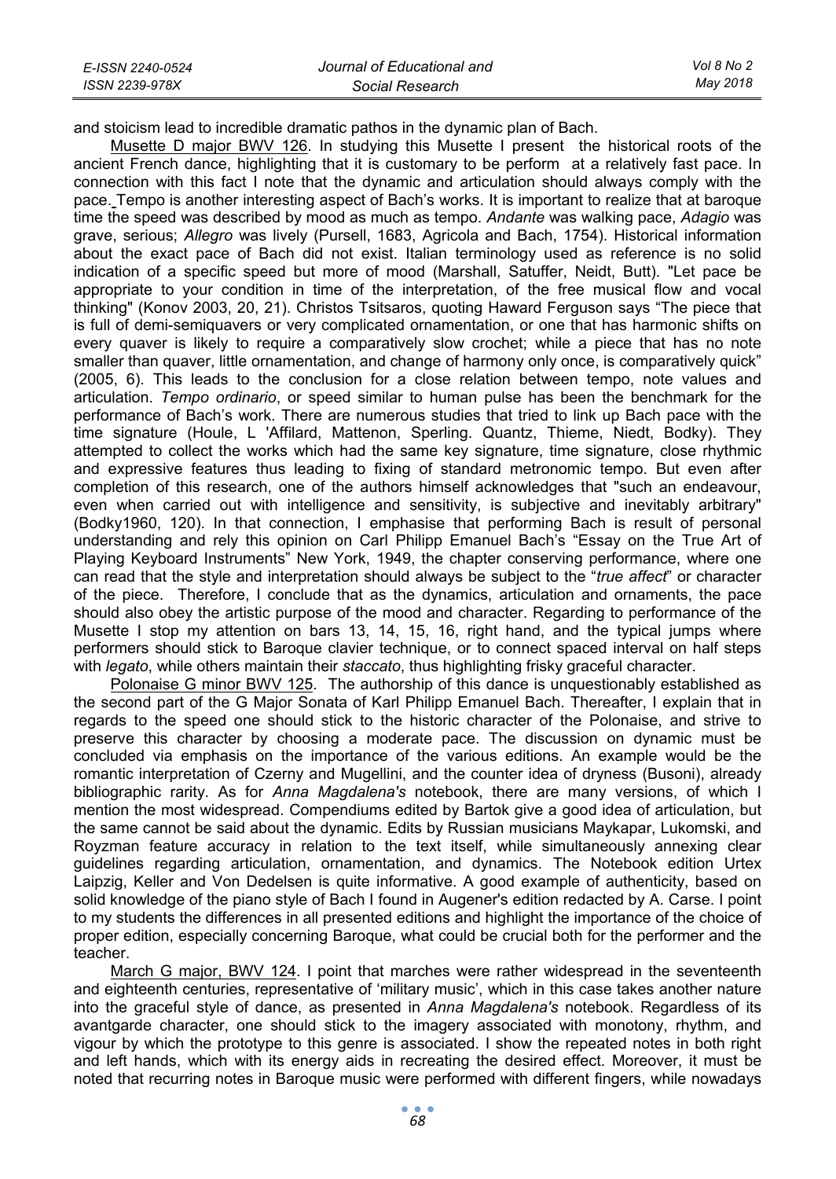and stoicism lead to incredible dramatic pathos in the dynamic plan of Bach.

Musette D major BWV 126. In studying this Musette I present the historical roots of the ancient French dance, highlighting that it is customary to be perform at a relatively fast pace. In connection with this fact I note that the dynamic and articulation should always comply with the pace. Tempo is another interesting aspect of Bach's works. It is important to realize that at baroque time the speed was described by mood as much as tempo. *Andante* was walking pace, *Adagio* was grave, serious; *Allegro* was lively (Pursell, 1683, Agricola and Bach, 1754). Historical information about the exact pace of Bach did not exist. Italian terminology used as reference is no solid indication of a specific speed but more of mood (Marshall, Satuffer, Neidt, Butt). "Let pace be appropriate to your condition in time of the interpretation, of the free musical flow and vocal thinking" (Konov 2003, 20, 21). Christos Tsitsaros, quoting Haward Ferguson says "The piece that is full of demi-semiquavers or very complicated ornamentation, or one that has harmonic shifts on every quaver is likely to require a comparatively slow crochet; while a piece that has no note smaller than quaver, little ornamentation, and change of harmony only once, is comparatively quick" (2005, 6). This leads to the conclusion for a close relation between tempo, note values and articulation. *Tempo ordinario*, or speed similar to human pulse has been the benchmark for the performance of Bach's work. There are numerous studies that tried to link up Bach pace with the time signature (Houle, L 'Affilard, Mattenon, Sperling. Quantz, Thieme, Niedt, Bodky). They attempted to collect the works which had the same key signature, time signature, close rhythmic and expressive features thus leading to fixing of standard metronomic tempo. But even after completion of this research, one of the authors himself acknowledges that "such an endeavour, even when carried out with intelligence and sensitivity, is subjective and inevitably arbitrary" (Bodky1960, 120). In that connection, I emphasise that performing Bach is result of personal understanding and rely this opinion on Carl Philipp Emanuel Bach's "Essay on the True Art of Playing Keyboard Instruments" New York, 1949, the chapter conserving performance, where one can read that the style and interpretation should always be subject to the "*true affect*" or character of the piece. Therefore, I conclude that as the dynamics, articulation and ornaments, the pace should also obey the artistic purpose of the mood and character. Regarding to performance of the Musette I stop my attention on bars 13, 14, 15, 16, right hand, and the typical jumps where performers should stick to Baroque clavier technique, or to connect spaced interval on half steps with *legato*, while others maintain their *staccato*, thus highlighting frisky graceful character.

Polonaise G minor BWV 125. The authorship of this dance is unquestionably established as the second part of the G Major Sonata of Karl Philipp Emanuel Bach. Thereafter, I explain that in regards to the speed one should stick to the historic character of the Polonaise, and strive to preserve this character by choosing a moderate pace. The discussion on dynamic must be concluded via emphasis on the importance of the various editions. An example would be the romantic interpretation of Czerny and Mugellini, and the counter idea of dryness (Busoni), already bibliographic rarity. As for *Anna Magdalena's* notebook, there are many versions, of which I mention the most widespread. Compendiums edited by Bartok give a good idea of articulation, but the same cannot be said about the dynamic. Edits by Russian musicians Maykapar, Lukomski, and Royzman feature accuracy in relation to the text itself, while simultaneously annexing clear guidelines regarding articulation, ornamentation, and dynamics. The Notebook edition Urtex Laipzig, Keller and Von Dedelsen is quite informative. A good example of authenticity, based on solid knowledge of the piano style of Bach I found in Augener's edition redacted by A. Carse. I point to my students the differences in all presented editions and highlight the importance of the choice of proper edition, especially concerning Baroque, what could be crucial both for the performer and the teacher.

March G major, BWV 124. I point that marches were rather widespread in the seventeenth and eighteenth centuries, representative of 'military music', which in this case takes another nature into the graceful style of dance, as presented in *Anna Magdalena's* notebook. Regardless of its avantgarde character, one should stick to the imagery associated with monotony, rhythm, and vigour by which the prototype to this genre is associated. I show the repeated notes in both right and left hands, which with its energy aids in recreating the desired effect. Moreover, it must be noted that recurring notes in Baroque music were performed with different fingers, while nowadays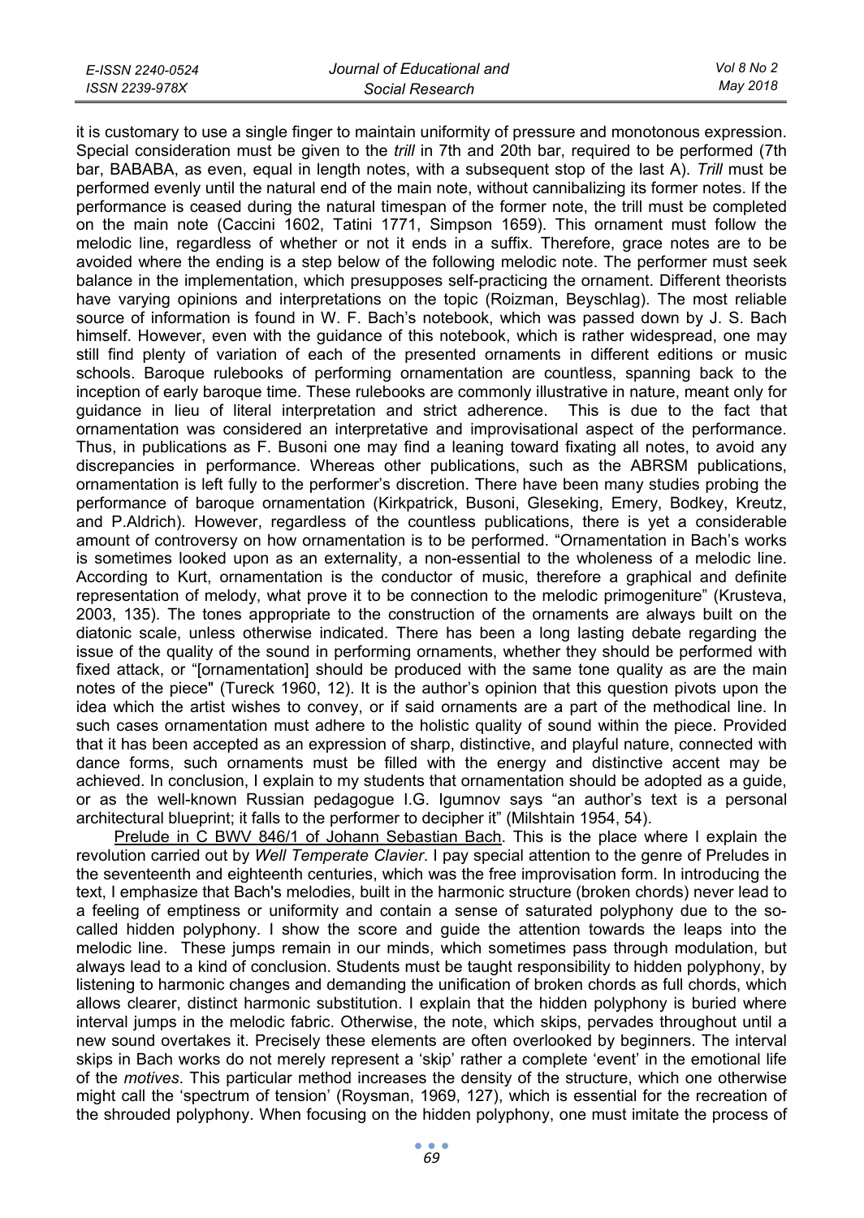it is customary to use a single finger to maintain uniformity of pressure and monotonous expression. Special consideration must be given to the *trill* in 7th and 20th bar, required to be performed (7th bar, BABABA, as even, equal in length notes, with a subsequent stop of the last A). *Trill* must be performed evenly until the natural end of the main note, without cannibalizing its former notes. If the performance is ceased during the natural timespan of the former note, the trill must be completed on the main note (Caccini 1602, Tatini 1771, Simpson 1659). This ornament must follow the melodic line, regardless of whether or not it ends in a suffix. Therefore, grace notes are to be avoided where the ending is a step below of the following melodic note. The performer must seek balance in the implementation, which presupposes self-practicing the ornament. Different theorists have varying opinions and interpretations on the topic (Roizman, Beyschlag). The most reliable source of information is found in W. F. Bach's notebook, which was passed down by J. S. Bach himself. However, even with the guidance of this notebook, which is rather widespread, one may still find plenty of variation of each of the presented ornaments in different editions or music schools. Baroque rulebooks of performing ornamentation are countless, spanning back to the inception of early baroque time. These rulebooks are commonly illustrative in nature, meant only for guidance in lieu of literal interpretation and strict adherence. This is due to the fact that ornamentation was considered an interpretative and improvisational aspect of the performance. Thus, in publications as F. Busoni one may find a leaning toward fixating all notes, to avoid any discrepancies in performance. Whereas other publications, such as the ABRSM publications, ornamentation is left fully to the performer's discretion. There have been many studies probing the performance of baroque ornamentation (Kirkpatrick, Busoni, Gleseking, Emery, Bodkey, Kreutz, and P.Aldrich). However, regardless of the countless publications, there is yet a considerable amount of controversy on how ornamentation is to be performed. "Ornamentation in Bach's works is sometimes looked upon as an externality, a non-essential to the wholeness of a melodic line. According to Kurt, ornamentation is the conductor of music, therefore a graphical and definite representation of melody, what prove it to be connection to the melodic primogeniture" (Krusteva, 2003, 135). The tones appropriate to the construction of the ornaments are always built on the diatonic scale, unless otherwise indicated. There has been a long lasting debate regarding the issue of the quality of the sound in performing ornaments, whether they should be performed with fixed attack, or "[ornamentation] should be produced with the same tone quality as are the main notes of the piece" (Tureck 1960, 12). It is the author's opinion that this question pivots upon the idea which the artist wishes to convey, or if said ornaments are a part of the methodical line. In such cases ornamentation must adhere to the holistic quality of sound within the piece. Provided that it has been accepted as an expression of sharp, distinctive, and playful nature, connected with dance forms, such ornaments must be filled with the energy and distinctive accent may be achieved. In conclusion, I explain to my students that ornamentation should be adopted as a guide, or as the well-known Russian pedagogue I.G. Igumnov says "an author's text is a personal architectural blueprint; it falls to the performer to decipher it" (Milshtain 1954, 54).

Prelude in C BWV 846/1 of Johann Sebastian Bach. This is the place where I explain the revolution carried out by *Well Temperate Clavier*. I pay special attention to the genre of Preludes in the seventeenth and eighteenth centuries, which was the free improvisation form. In introducing the text, I emphasize that Bach's melodies, built in the harmonic structure (broken chords) never lead to a feeling of emptiness or uniformity and contain a sense of saturated polyphony due to the so-called hidden polyphony. I show the score and guide the attention towards the leaps into the melodic line. These jumps remain in our minds, which sometimes pass through modulation, but always lead to a kind of conclusion. Students must be taught responsibility to hidden polyphony, by listening to harmonic changes and demanding the unification of broken chords as full chords, which allows clearer, distinct harmonic substitution. I explain that the hidden polyphony is buried where interval jumps in the melodic fabric. Otherwise, the note, which skips, pervades throughout until a new sound overtakes it. Precisely these elements are often overlooked by beginners. The interval skips in Bach works do not merely represent a 'skip' rather a complete 'event' in the emotional life of the *motives*. This particular method increases the density of the structure, which one otherwise might call the 'spectrum of tension' (Roysman, 1969, 127), which is essential for the recreation of the shrouded polyphony. When focusing on the hidden polyphony, one must imitate the process of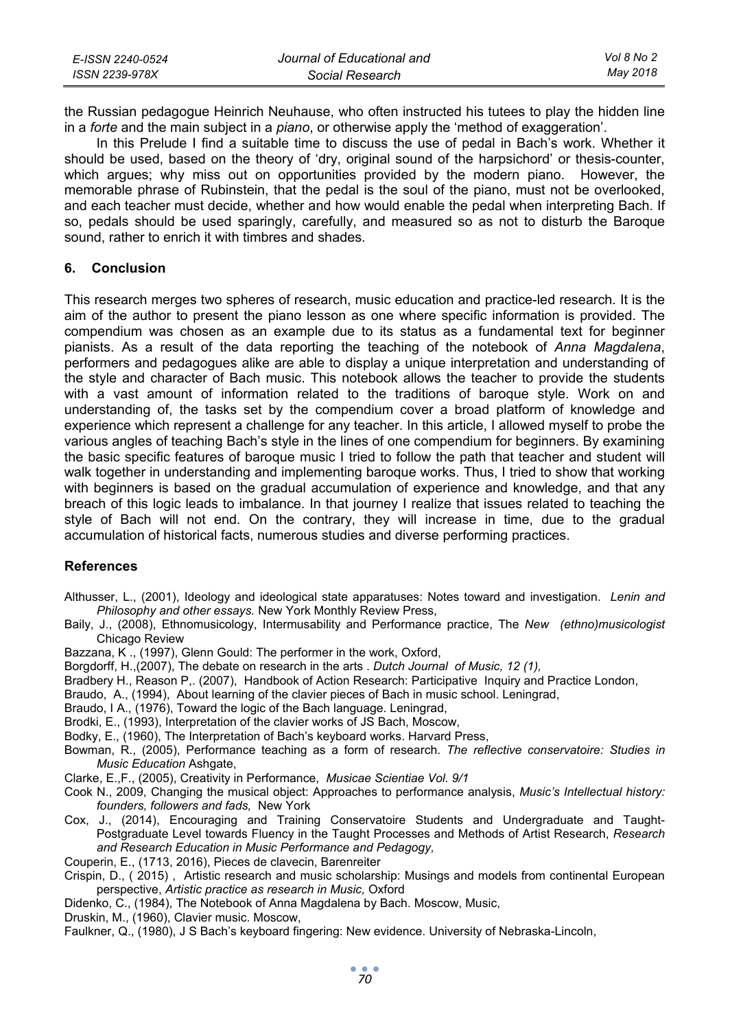the Russian pedagogue Heinrich Ņeuhause, who often instructed his tutees to play the hidden line in a *forte* and the main subject in a *piano*, or otherwise apply the 'method of exaggeration'.

In this Prelude I find a suitable time to discuss the use of pedal in Bach's work. Whether it should be used, based on the theory of 'dry, original sound of the harpsichord' or thesis-counter, which argues; why miss out on opportunities provided by the modern piano. However, the memorable phrase of Rubinstein, that the pedal is the soul of the piano, must not be overlooked, and each teacher must decide, whether and how would enable the pedal when interpreting Bach. If so, pedals should be used sparingly, carefully, and measured so as not to disturb the Baroque sound, rather to enrich it with timbres and shades.

## 6. Conclusion

This research merges two spheres of research, music education and practice-led research. It is the aim of the author to present the piano lesson as one where specific information is provided. The compendium was chosen as an example due to its status as a fundamental text for beginner pianists. As a result of the data reporting the teaching of the notebook of *Anna Magdalena*, performers and pedagogues alike are able to display a unique interpretation and understanding of the style and character of Bach music. This notebook allows the teacher to provide the students with a vast amount of information related to the traditions of baroque style. Work on and understanding of, the tasks set by the compendium cover a broad platform of knowledge and experience which represent a challenge for any teacher. In this article, I allowed myself to probe the various angles of teaching Bach's style in the lines of one compendium for beginners. By examining the basic specific features of baroque music I tried to follow the path that teacher and student will walk together in understanding and implementing baroque works. Thus, I tried to show that working with beginners is based on the gradual accumulation of experience and knowledge, and that any breach of this logic leads to imbalance. In that journey I realize that issues related to teaching the style of Bach will not end. On the contrary, they will increase in time, due to the gradual accumulation of historical facts, numerous studies and diverse performing practices.

## References

Althusser, L., (2001), Ideology and ideological state apparatuses: Notes toward and investigation. *Lenin and Philosophy and other essays.* New York Monthly Review Press,

Baily, J., (2008), Ethnomusicology, Intermusability and Performance practice, The *New (ethno)musicologist* Chicago Review

Bazzana, K ., (1997), Glenn Gould: The performer in the work, Oxford,

Borgdorff, H.,(2007), The debate on research in the arts . *Dutch Journal of Music, 12 (1),*

Bradbery H., Reason P,. (2007), Handbook of Action Research: Participative Inquiry and Practice London,

Braudo, A., (1994), About learning of the clavier pieces of Bach in music school. Leningrad,

Braudo, I A., (1976), Toward the logic of the Bach language. Leningrad,

Brodki, E., (1993), Interpretation of the clavier works of JS Bach, Moscow,

Bodky, E., (1960), The Interpretation of Bach's keyboard works. Harvard Press,

Bowman, R., (2005), Performance teaching as a form of research. *The reflective conservatoire: Studies in Music Education* Ashgate,

Clarke, E.,F., (2005), Creativity in Performance, *Musicae Scientiae Vol. 9/1*

Cook N., 2009, Changing the musical object: Approaches to performance analysis, *Music's Intellectual history: founders, followers and fads,* New York

Cox, J., (2014), Encouraging and Training Conservatoire Students and Undergraduate and Taught-Postgraduate Level towards Fluency in the Taught Processes and Methods of Artist Research, *Research and Research Education in Music Performance and Pedagogy,*

Couperin, E., (1713, 2016), Pieces de clavecin, Barenreiter

Crispin, D., ( 2015) , Artistic research and music scholarship: Musings and models from continental European perspective, *Artistic practice as research in Music,* Oxford

Didenko, C., (1984), The Notebook of Anna Magdalena by Bach. Moscow, Music,

Druskin, M., (1960), Clavier music. Moscow,

Faulkner, Q., (1980), J S Bach's keyboard fingering: New evidence. University of Nebraska-Lincoln,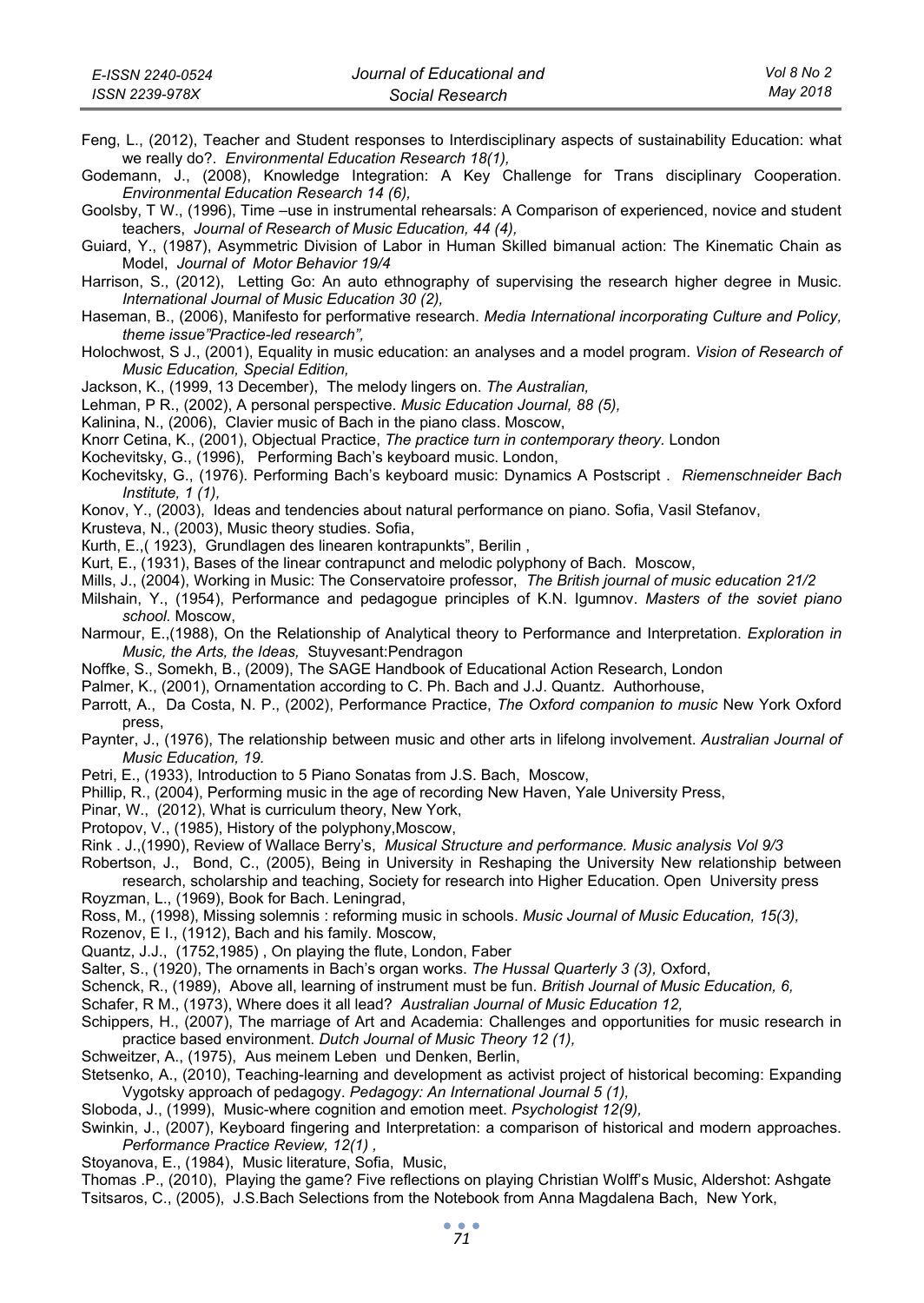Feng, L., (2012), Teacher and Student responses to Interdisciplinary aspects of sustainability Education: what we really do?. *Environmental Education Research 18(1),*

Godemann, J., (2008), Knowledge Integration: A Key Challenge for Trans disciplinary Cooperation. *Environmental Education Research 14 (6),*

Goolsby, T W., (1996), Time –use in instrumental rehearsals: A Comparison of experienced, novice and student teachers, *Journal of Research of Music Education, 44 (4),*

Guiard, Y., (1987), Asymmetric Division of Labor in Human Skilled bimanual action: The Kinematic Chain as Model, *Journal of Motor Behavior 19/4*

Harrison, S., (2012), Letting Go: An auto ethnography of supervising the research higher degree in Music. *International Journal of Music Education 30 (2),*

Haseman, B., (2006), Manifesto for performative research. *Media International incorporating Culture and Policy, theme issue"Practice-led research",*

Holochwost, S J., (2001), Equality in music education: an analyses and a model program. *Vision of Research of Music Education, Special Edition,*

Jackson, K., (1999, 13 December), The melody lingers on. *The Australian,*

Lehman, P R., (2002), A personal perspective. *Music Education Journal, 88 (5),*

Kalinina, N., (2006), Clavier music of Bach in the piano class. Moscow,

Knorr Cetina, K., (2001), Objectual Practice, *The practice turn in contemporary theory.* London

Kochevitsky, G., (1996), Performing Bach's keyboard music. London,

Kochevitsky, G., (1976). Performing Bach's keyboard music: Dynamics A Postscript . *Riemenschneider Bach Institute, 1 (1),*

Konov, Y., (2003), Ideas and tendencies about natural performance on piano. Sofia, Vasil Stefanov,

Krusteva, N., (2003), Music theory studies. Sofia,

Kurth, E.,( 1923), Grundlagen des linearen kontrapunkts", Berilin ,

Kurt, E., (1931), Bases of the linear contrapunct and melodic polyphony of Bach. Moscow,

Mills, J., (2004), Working in Music: The Conservatoire professor, *The British journal of music education 21/2*

Milshain, Y., (1954), Performance and pedagogue principles of K.N. Igumnov. *Masters of the soviet piano school.* Moscow,

Narmour, E.,(1988), On the Relationship of Analytical theory to Performance and Interpretation. *Exploration in Music, the Arts, the Ideas,* Stuyvesant:Pendragon

Noffke, S., Somekh, B., (2009), The SAGE Handbook of Educational Action Research, London

Palmer, K., (2001), Ornamentation according to C. Ph. Bach and J.J. Quantz. Authorhouse,

Parrott, A., Da Costa, N. P., (2002), Performance Practice, *The Oxford companion to music* New York Oxford press,

Paynter, J., (1976), The relationship between music and other arts in lifelong involvement. *Australian Journal of Music Education, 19.*

Petri, E., (1933), Introduction to 5 Piano Sonatas from J.S. Bach, Moscow,

Phillip, R., (2004), Performing music in the age of recording New Haven, Yale University Press,

Pinar, W., (2012), What is curriculum theory, New York,

Protopov, V., (1985), History of the polyphony,Moscow,

Rink . J.,(1990), Review of Wallace Berry's, *Musical Structure and performance. Music analysis Vol 9/3*

Robertson, J., Bond, C., (2005), Being in University in Reshaping the University New relationship between research, scholarship and teaching, Society for research into Higher Education. Open University press

Royzman, L., (1969), Book for Bach. Leningrad,

Ross, M., (1998), Missing solemnis : reforming music in schools. *Music Journal of Music Education, 15(3),*

Rozenov, E I., (1912), Bach and his family. Moscow,

Quantz, J.J., (1752,1985) , On playing the flute, London, Faber

Salter, S., (1920), The ornaments in Bach's organ works. *The Hussal Quarterly 3 (3),* Oxford,

Schenck, R., (1989), Above all, learning of instrument must be fun. *British Journal of Music Education, 6,*

Schafer, R M., (1973), Where does it all lead? *Australian Journal of Music Education 12,*

Schippers, H., (2007), The marriage of Art and Academia: Challenges and opportunities for music research in practice based environment. *Dutch Journal of Music Theory 12 (1),*

Schweitzer, A., (1975), Aus meinem Leben und Denken, Berlin,

Stetsenko, A., (2010), Teaching-learning and development as activist project of historical becoming: Expanding Vygotsky approach of pedagogy. *Pedagogy: An International Journal 5 (1),*

Sloboda, J., (1999), Music-where cognition and emotion meet. *Psychologist 12(9),*

Swinkin, J., (2007), Keyboard fingering and Interpretation: a comparison of historical and modern approaches. *Performance Practice Review, 12(1) ,*

Stoyanova, E., (1984), Music literature, Sofia, Music,

Thomas .P., (2010), Playing the game? Five reflections on playing Christian Wolff's Music, Aldershot: Ashgate

Tsitsaros, C., (2005), J.S.Bach Selections from the Notebook from Anna Magdalena Bach, New York,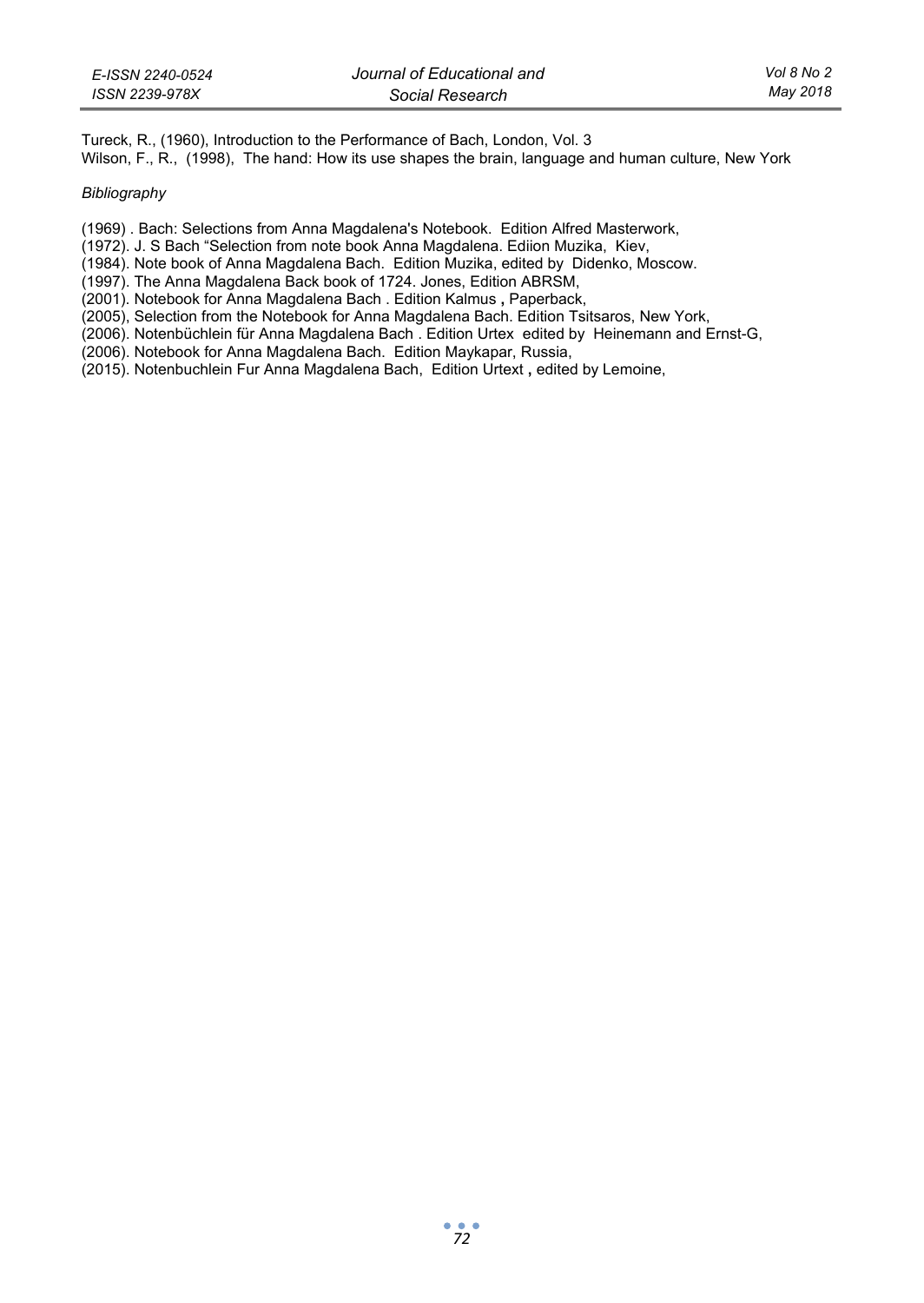Tureck, R., (1960), Introduction to the Performance of Bach, London, Vol. 3

Wilson, F., R., (1998), The hand: How its use shapes the brain, language and human culture, New York

*Bibliography*

(1969) . Bach: Selections from Anna Magdalena's Notebook. Edition Alfred Masterwork,

(1972). J. S Bach "Selection from note book Anna Magdalena. Ediion Muzika, Kiev,

(1984). Note book of Anna Magdalena Bach. Edition Muzika, edited by Didenko, Moscow.

(1997). The Anna Magdalena Back book of 1724. Jones, Edition ABRSM,

(2001). Notebook for Anna Magdalena Bach . Edition Kalmus **,** Paperback,

(2005), Selection from the Notebook for Anna Magdalena Bach. Edition Tsitsaros, New York,

(2006). Notenbüchlein für Anna Magdalena Bach . Edition Urtex edited by Heinemann and Ernst-G,

(2006). Notebook for Anna Magdalena Bach. Edition Maykapar, Russia,

(2015). Notenbuchlein Fur Anna Magdalena Bach, Edition Urtext **,** edited by Lemoine,